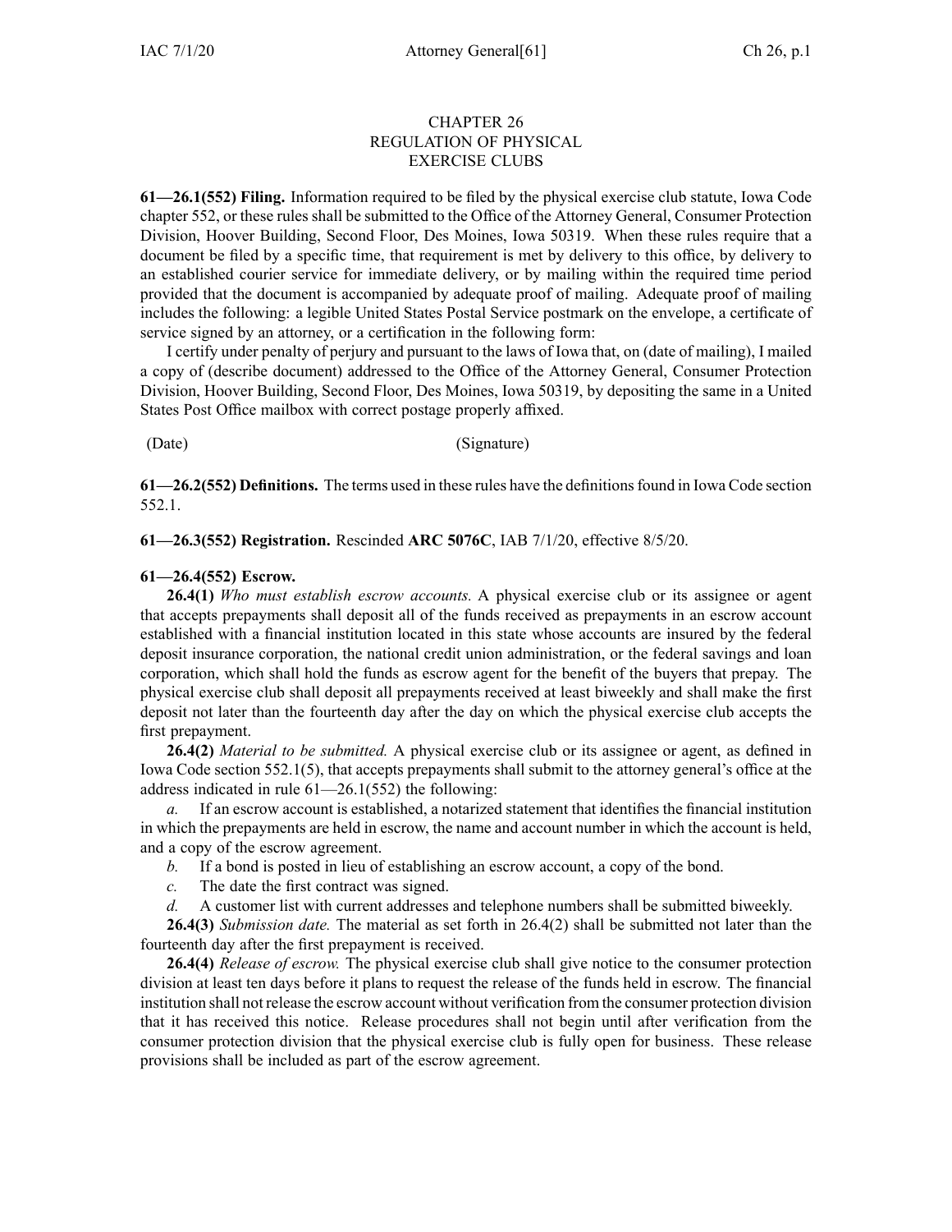# CHAPTER 26
# REGULATION OF PHYSICAL EXERCISE CLUBS

**61—26.1(552) Filing.** Information required to be filed by the physical exercise club statute, Iowa Code chapter 552, or these rules shall be submitted to the Office of the Attorney General, Consumer Protection Division, Hoover Building, Second Floor, Des Moines, Iowa 50319. When these rules require that a document be filed by a specific time, that requirement is met by delivery to this office, by delivery to an established courier service for immediate delivery, or by mailing within the required time period provided that the document is accompanied by adequate proof of mailing. Adequate proof of mailing includes the following: a legible United States Postal Service postmark on the envelope, a certificate of service signed by an attorney, or a certification in the following form:

I certify under penalty of perjury and pursuant to the laws of Iowa that, on (date of mailing), I mailed a copy of (describe document) addressed to the Office of the Attorney General, Consumer Protection Division, Hoover Building, Second Floor, Des Moines, Iowa 50319, by depositing the same in a United States Post Office mailbox with correct postage properly affixed.

(Date) (Signature)

**61—26.2(552) Definitions.** The terms used in these rules have the definitions found in Iowa Code section 552.1.

**61—26.3(552) Registration.** Rescinded **ARC 5076C**, IAB 7/1/20, effective 8/5/20.

**61—26.4(552) Escrow.**

**26.4(1)** *Who must establish escrow accounts.* A physical exercise club or its assignee or agent that accepts prepayments shall deposit all of the funds received as prepayments in an escrow account established with a financial institution located in this state whose accounts are insured by the federal deposit insurance corporation, the national credit union administration, or the federal savings and loan corporation, which shall hold the funds as escrow agent for the benefit of the buyers that prepay. The physical exercise club shall deposit all prepayments received at least biweekly and shall make the first deposit not later than the fourteenth day after the day on which the physical exercise club accepts the first prepayment.

**26.4(2)** *Material to be submitted.* A physical exercise club or its assignee or agent, as defined in Iowa Code section 552.1(5), that accepts prepayments shall submit to the attorney general's office at the address indicated in rule 61—26.1(552) the following:

*a.* If an escrow account is established, a notarized statement that identifies the financial institution in which the prepayments are held in escrow, the name and account number in which the account is held, and a copy of the escrow agreement.

*b.* If a bond is posted in lieu of establishing an escrow account, a copy of the bond.

*c.* The date the first contract was signed.

*d.* A customer list with current addresses and telephone numbers shall be submitted biweekly.

**26.4(3)** *Submission date.* The material as set forth in 26.4(2) shall be submitted not later than the fourteenth day after the first prepayment is received.

**26.4(4)** *Release of escrow.* The physical exercise club shall give notice to the consumer protection division at least ten days before it plans to request the release of the funds held in escrow. The financial institution shall not release the escrow account without verification from the consumer protection division that it has received this notice. Release procedures shall not begin until after verification from the consumer protection division that the physical exercise club is fully open for business. These release provisions shall be included as part of the escrow agreement.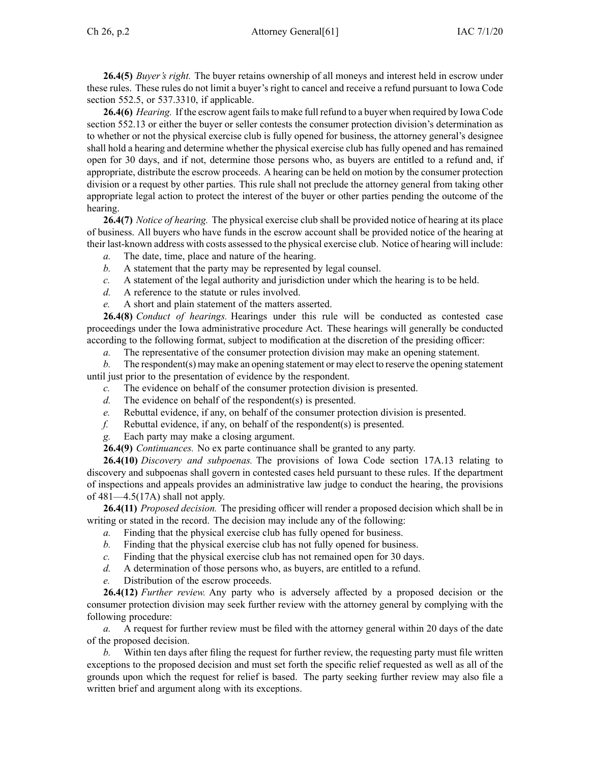**26.4(5)** *Buyer's right.* The buyer retains ownership of all moneys and interest held in escrow under these rules. These rules do not limit a buyer's right to cancel and receive a refund pursuant to Iowa Code section 552.5, or 537.3310, if applicable.

**26.4(6)** *Hearing.* If the escrow agent fails to make full refund to a buyer when required by Iowa Code section 552.13 or either the buyer or seller contests the consumer protection division's determination as to whether or not the physical exercise club is fully opened for business, the attorney general's designee shall hold a hearing and determine whether the physical exercise club has fully opened and has remained open for 30 days, and if not, determine those persons who, as buyers are entitled to a refund and, if appropriate, distribute the escrow proceeds. A hearing can be held on motion by the consumer protection division or a request by other parties. This rule shall not preclude the attorney general from taking other appropriate legal action to protect the interest of the buyer or other parties pending the outcome of the hearing.

**26.4(7)** *Notice of hearing.* The physical exercise club shall be provided notice of hearing at its place of business. All buyers who have funds in the escrow account shall be provided notice of the hearing at their last-known address with costs assessed to the physical exercise club. Notice of hearing will include:

*a.* The date, time, place and nature of the hearing.

*b.* A statement that the party may be represented by legal counsel.

*c.* A statement of the legal authority and jurisdiction under which the hearing is to be held.

*d.* A reference to the statute or rules involved.

*e.* A short and plain statement of the matters asserted.

**26.4(8)** *Conduct of hearings.* Hearings under this rule will be conducted as contested case proceedings under the Iowa administrative procedure Act. These hearings will generally be conducted according to the following format, subject to modification at the discretion of the presiding officer:

*a.* The representative of the consumer protection division may make an opening statement.

*b.* The respondent(s) may make an opening statement or may elect to reserve the opening statement until just prior to the presentation of evidence by the respondent.

*c.* The evidence on behalf of the consumer protection division is presented.

*d.* The evidence on behalf of the respondent(s) is presented.

*e.* Rebuttal evidence, if any, on behalf of the consumer protection division is presented.

*f.* Rebuttal evidence, if any, on behalf of the respondent(s) is presented.

*g.* Each party may make a closing argument.

**26.4(9)** *Continuances.* No ex parte continuance shall be granted to any party.

**26.4(10)** *Discovery and subpoenas.* The provisions of Iowa Code section 17A.13 relating to discovery and subpoenas shall govern in contested cases held pursuant to these rules. If the department of inspections and appeals provides an administrative law judge to conduct the hearing, the provisions of 481—4.5(17A) shall not apply.

**26.4(11)** *Proposed decision.* The presiding officer will render a proposed decision which shall be in writing or stated in the record. The decision may include any of the following:

*a.* Finding that the physical exercise club has fully opened for business.

*b.* Finding that the physical exercise club has not fully opened for business.

*c.* Finding that the physical exercise club has not remained open for 30 days.

*d.* A determination of those persons who, as buyers, are entitled to a refund.

*e.* Distribution of the escrow proceeds.

**26.4(12)** *Further review.* Any party who is adversely affected by a proposed decision or the consumer protection division may seek further review with the attorney general by complying with the following procedure:

*a.* A request for further review must be filed with the attorney general within 20 days of the date of the proposed decision.

*b.* Within ten days after filing the request for further review, the requesting party must file written exceptions to the proposed decision and must set forth the specific relief requested as well as all of the grounds upon which the request for relief is based. The party seeking further review may also file a written brief and argument along with its exceptions.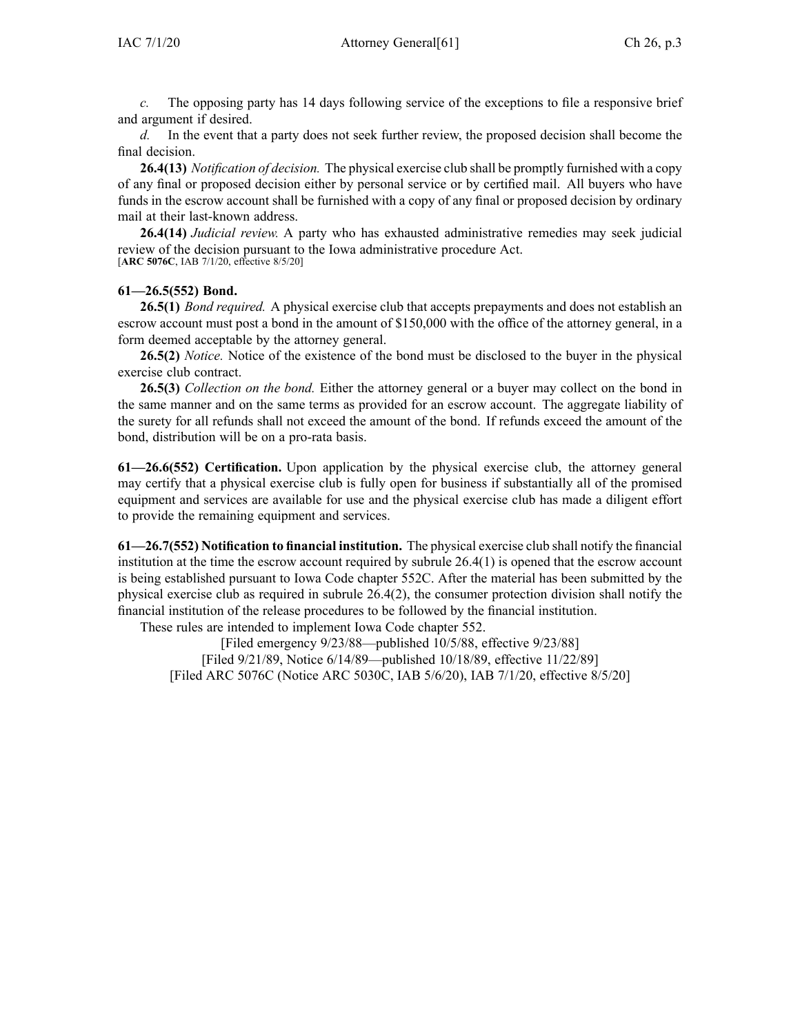*c.* The opposing party has 14 days following service of the exceptions to file a responsive brief and argument if desired.

*d.* In the event that a party does not seek further review, the proposed decision shall become the final decision.

**26.4(13)** *Notification of decision.* The physical exercise club shall be promptly furnished with a copy of any final or proposed decision either by personal service or by certified mail. All buyers who have funds in the escrow account shall be furnished with a copy of any final or proposed decision by ordinary mail at their last-known address.

**26.4(14)** *Judicial review.* A party who has exhausted administrative remedies may seek judicial review of the decision pursuant to the Iowa administrative procedure Act.
[**ARC 5076C**, IAB 7/1/20, effective 8/5/20]

**61—26.5(552) Bond.**

**26.5(1)** *Bond required.* A physical exercise club that accepts prepayments and does not establish an escrow account must post a bond in the amount of $150,000 with the office of the attorney general, in a form deemed acceptable by the attorney general.

**26.5(2)** *Notice.* Notice of the existence of the bond must be disclosed to the buyer in the physical exercise club contract.

**26.5(3)** *Collection on the bond.* Either the attorney general or a buyer may collect on the bond in the same manner and on the same terms as provided for an escrow account. The aggregate liability of the surety for all refunds shall not exceed the amount of the bond. If refunds exceed the amount of the bond, distribution will be on a pro-rata basis.

**61—26.6(552) Certification.** Upon application by the physical exercise club, the attorney general may certify that a physical exercise club is fully open for business if substantially all of the promised equipment and services are available for use and the physical exercise club has made a diligent effort to provide the remaining equipment and services.

**61—26.7(552) Notification to financial institution.** The physical exercise club shall notify the financial institution at the time the escrow account required by subrule 26.4(1) is opened that the escrow account is being established pursuant to Iowa Code chapter 552C. After the material has been submitted by the physical exercise club as required in subrule 26.4(2), the consumer protection division shall notify the financial institution of the release procedures to be followed by the financial institution.

These rules are intended to implement Iowa Code chapter 552.

[Filed emergency 9/23/88—published 10/5/88, effective 9/23/88]
[Filed 9/21/89, Notice 6/14/89—published 10/18/89, effective 11/22/89]
[Filed ARC 5076C (Notice ARC 5030C, IAB 5/6/20), IAB 7/1/20, effective 8/5/20]